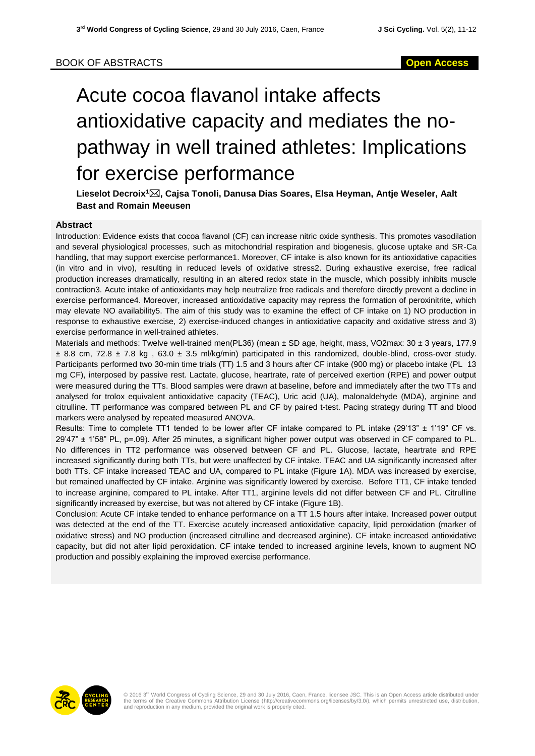BOOK OF ABSTRACTS

Open Access

# Acute cocoa flavanol intake affects antioxidative capacity and mediates the no-pathway in well trained athletes: Implications for exercise performance

**Lieselot Decroix[1]✉, Cajsa Tonoli, Danusa Dias Soares, Elsa Heyman, Antje Weseler, Aalt Bast and Romain Meeusen**

## Abstract

Introduction: Evidence exists that cocoa flavanol (CF) can increase nitric oxide synthesis. This promotes vasodilation and several physiological processes, such as mitochondrial respiration and biogenesis, glucose uptake and SR-Ca handling, that may support exercise performance1. Moreover, CF intake is also known for its antioxidative capacities (in vitro and in vivo), resulting in reduced levels of oxidative stress2. During exhaustive exercise, free radical production increases dramatically, resulting in an altered redox state in the muscle, which possibly inhibits muscle contraction3. Acute intake of antioxidants may help neutralize free radicals and therefore directly prevent a decline in exercise performance4. Moreover, increased antioxidative capacity may repress the formation of peroxinitrite, which may elevate NO availability5. The aim of this study was to examine the effect of CF intake on 1) NO production in response to exhaustive exercise, 2) exercise-induced changes in antioxidative capacity and oxidative stress and 3) exercise performance in well-trained athletes.

Materials and methods: Twelve well-trained men(PL36) (mean ± SD age, height, mass, VO2max: 30 ± 3 years, 177.9 ± 8.8 cm, 72.8 ± 7.8 kg , 63.0 ± 3.5 ml/kg/min) participated in this randomized, double-blind, cross-over study. Participants performed two 30-min time trials (TT) 1.5 and 3 hours after CF intake (900 mg) or placebo intake (PL 13 mg CF), interposed by passive rest. Lactate, glucose, heartrate, rate of perceived exertion (RPE) and power output were measured during the TTs. Blood samples were drawn at baseline, before and immediately after the two TTs and analysed for trolox equivalent antioxidative capacity (TEAC), Uric acid (UA), malonaldehyde (MDA), arginine and citrulline. TT performance was compared between PL and CF by paired t-test. Pacing strategy during TT and blood markers were analysed by repeated measured ANOVA.

Results: Time to complete TT1 tended to be lower after CF intake compared to PL intake (29'13" ± 1'19" CF vs. 29'47" ± 1'58" PL, p=.09). After 25 minutes, a significant higher power output was observed in CF compared to PL. No differences in TT2 performance was observed between CF and PL. Glucose, lactate, heartrate and RPE increased significantly during both TTs, but were unaffected by CF intake. TEAC and UA significantly increased after both TTs. CF intake increased TEAC and UA, compared to PL intake (Figure 1A). MDA was increased by exercise, but remained unaffected by CF intake. Arginine was significantly lowered by exercise. Before TT1, CF intake tended to increase arginine, compared to PL intake. After TT1, arginine levels did not differ between CF and PL. Citrulline significantly increased by exercise, but was not altered by CF intake (Figure 1B).

Conclusion: Acute CF intake tended to enhance performance on a TT 1.5 hours after intake. Increased power output was detected at the end of the TT. Exercise acutely increased antioxidative capacity, lipid peroxidation (marker of oxidative stress) and NO production (increased citrulline and decreased arginine). CF intake increased antioxidative capacity, but did not alter lipid peroxidation. CF intake tended to increased arginine levels, known to augment NO production and possibly explaining the improved exercise performance.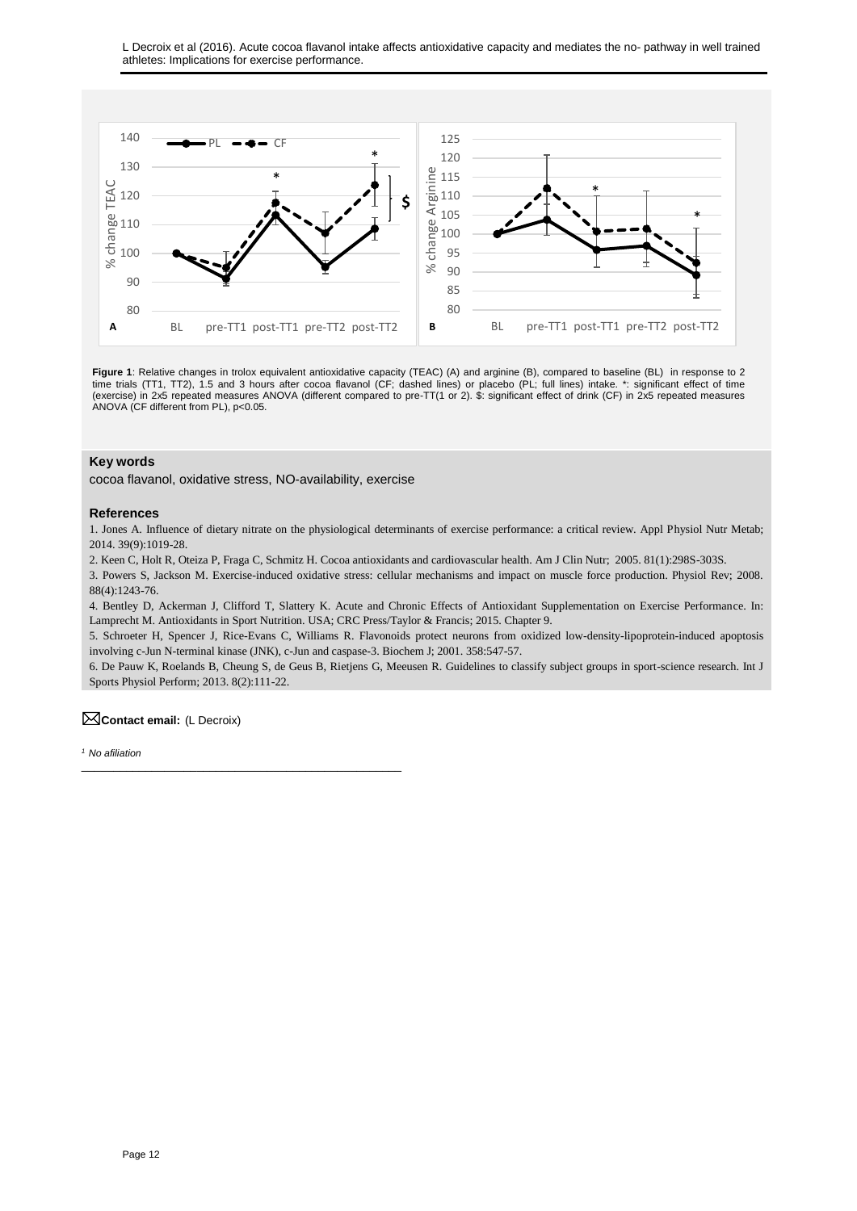140
130
120
110
100
90
80

% change TEAC

PL CF

A

BL pre-TT1 post-TT1 pre-TT2 post-TT2

*
*
$

125
120
115
110
105
100
95
90
85
80

% change Arginine

B

BL pre-TT1 post-TT1 pre-TT2 post-TT2

*
*

**Figure 1**: Relative changes in trolox equivalent antioxidative capacity (TEAC) (A) and arginine (B), compared to baseline (BL) in response to 2 time trials (TT1, TT2), 1.5 and 3 hours after cocoa flavanol (CF; dashed lines) or placebo (PL; full lines) intake. *: significant effect of time (exercise) in 2x5 repeated measures ANOVA (different compared to pre-TT(1 or 2). $: significant effect of drink (CF) in 2x5 repeated measures ANOVA (CF different from PL), p<0.05.

### Key words

cocoa flavanol, oxidative stress, NO-availability, exercise

### References

1. Jones A. Influence of dietary nitrate on the physiological determinants of exercise performance: a critical review. Appl Physiol Nutr Metab; 2014. 39(9):1019-28.
2. Keen C, Holt R, Oteiza P, Fraga C, Schmitz H. Cocoa antioxidants and cardiovascular health. Am J Clin Nutr; 2005. 81(1):298S-303S.
3. Powers S, Jackson M. Exercise-induced oxidative stress: cellular mechanisms and impact on muscle force production. Physiol Rev; 2008. 88(4):1243-76.
4. Bentley D, Ackerman J, Clifford T, Slattery K. Acute and Chronic Effects of Antioxidant Supplementation on Exercise Performance. In: Lamprecht M. Antioxidants in Sport Nutrition. USA; CRC Press/Taylor & Francis; 2015. Chapter 9.
5. Schroeter H, Spencer J, Rice-Evans C, Williams R. Flavonoids protect neurons from oxidized low-density-lipoprotein-induced apoptosis involving c-Jun N-terminal kinase (JNK), c-Jun and caspase-3. Biochem J; 2001. 358:547-57.
6. De Pauw K, Roelands B, Cheung S, de Geus B, Rietjens G, Meeusen R. Guidelines to classify subject groups in sport-science research. Int J Sports Physiol Perform; 2013. 8(2):111-22.

**Contact email:** (L Decroix)

[1] *No afiliation*